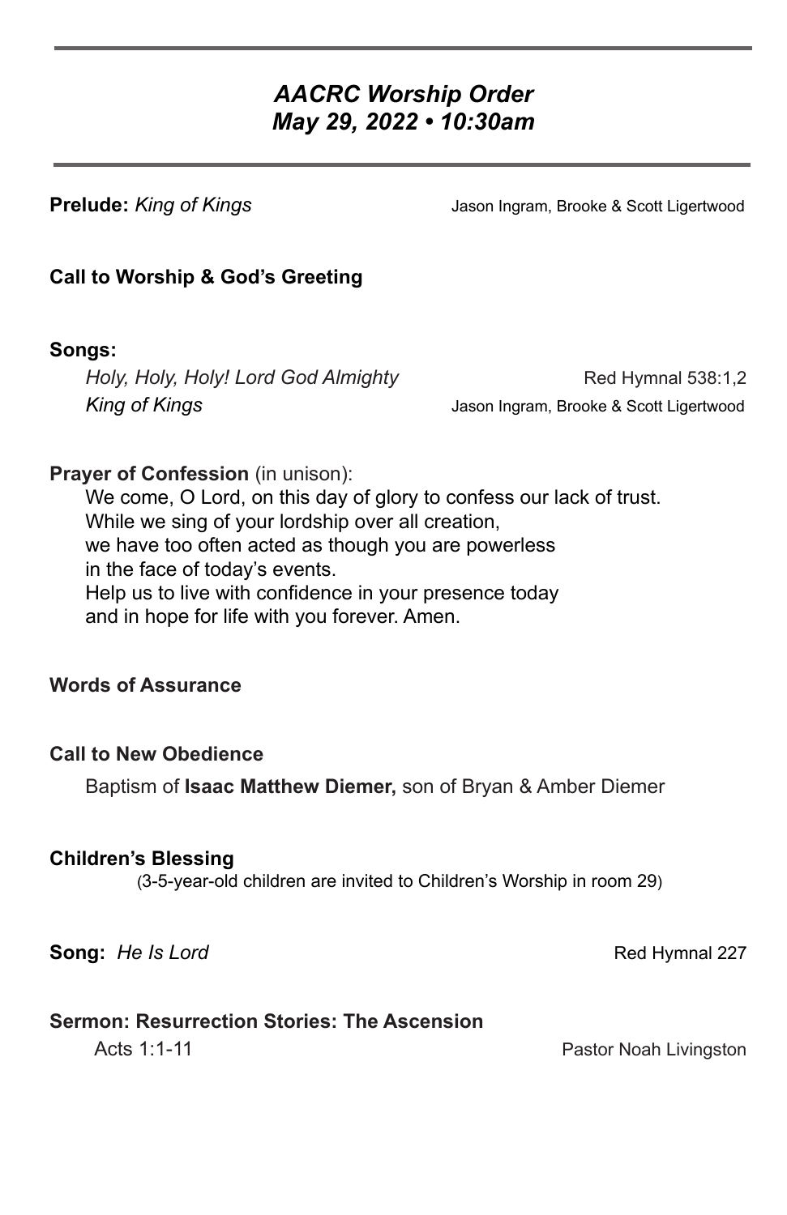---

# *AACRC Worship Order*
## *May 29, 2022 • 10:30am*

---

**Prelude:** *King of Kings* — Jason Ingram, Brooke & Scott Ligertwood

**Call to Worship & God's Greeting**

**Songs:**

*Holy, Holy, Holy! Lord God Almighty* — Red Hymnal 538:1,2
*King of Kings* — Jason Ingram, Brooke & Scott Ligertwood

**Prayer of Confession** (in unison):

We come, O Lord, on this day of glory to confess our lack of trust.
While we sing of your lordship over all creation,
we have too often acted as though you are powerless
in the face of today's events.
Help us to live with confidence in your presence today
and in hope for life with you forever. Amen.

**Words of Assurance**

**Call to New Obedience**

Baptism of **Isaac Matthew Diemer,** son of Bryan & Amber Diemer

**Children's Blessing**

(3-5-year-old children are invited to Children's Worship in room 29)

**Song:** *He Is Lord* — Red Hymnal 227

**Sermon: Resurrection Stories: The Ascension**

Acts 1:1-11 — Pastor Noah Livingston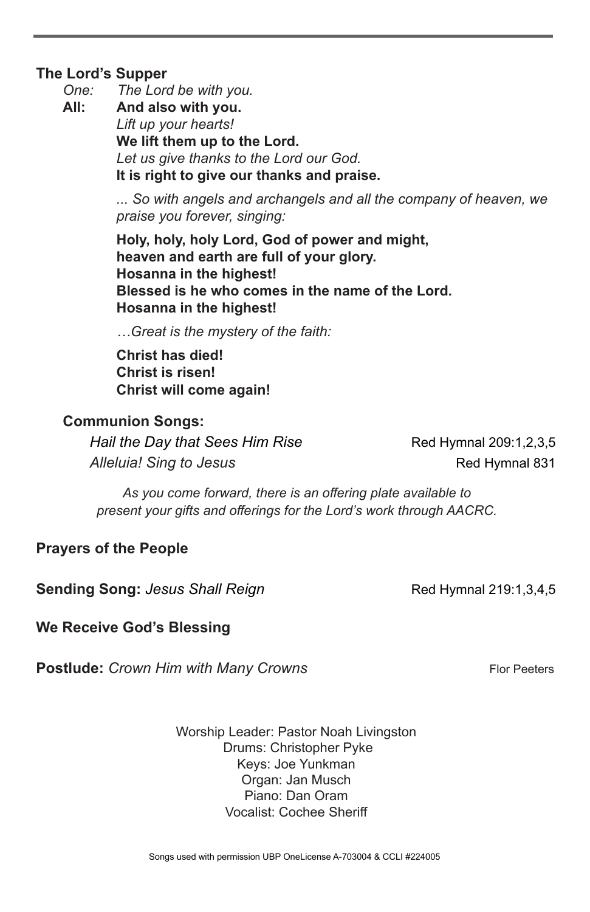**The Lord's Supper**

*One:* *The Lord be with you.*

**All:** **And also with you.**

*Lift up your hearts!*

**We lift them up to the Lord.**

*Let us give thanks to the Lord our God.*

**It is right to give our thanks and praise.**

*... So with angels and archangels and all the company of heaven, we praise you forever, singing:*

**Holy, holy, holy Lord, God of power and might,**
**heaven and earth are full of your glory.**
**Hosanna in the highest!**
**Blessed is he who comes in the name of the Lord.**
**Hosanna in the highest!**

*…Great is the mystery of the faith:*

**Christ has died!**
**Christ is risen!**
**Christ will come again!**

**Communion Songs:**

*Hail the Day that Sees Him Rise* — Red Hymnal 209:1,2,3,5

*Alleluia! Sing to Jesus* — Red Hymnal 831

*As you come forward, there is an offering plate available to present your gifts and offerings for the Lord's work through AACRC.*

**Prayers of the People**

**Sending Song:** *Jesus Shall Reign* — Red Hymnal 219:1,3,4,5

**We Receive God's Blessing**

**Postlude:** *Crown Him with Many Crowns* — Flor Peeters

Worship Leader: Pastor Noah Livingston
Drums: Christopher Pyke
Keys: Joe Yunkman
Organ: Jan Musch
Piano: Dan Oram
Vocalist: Cochee Sheriff

Songs used with permission UBP OneLicense A-703004 & CCLI #224005